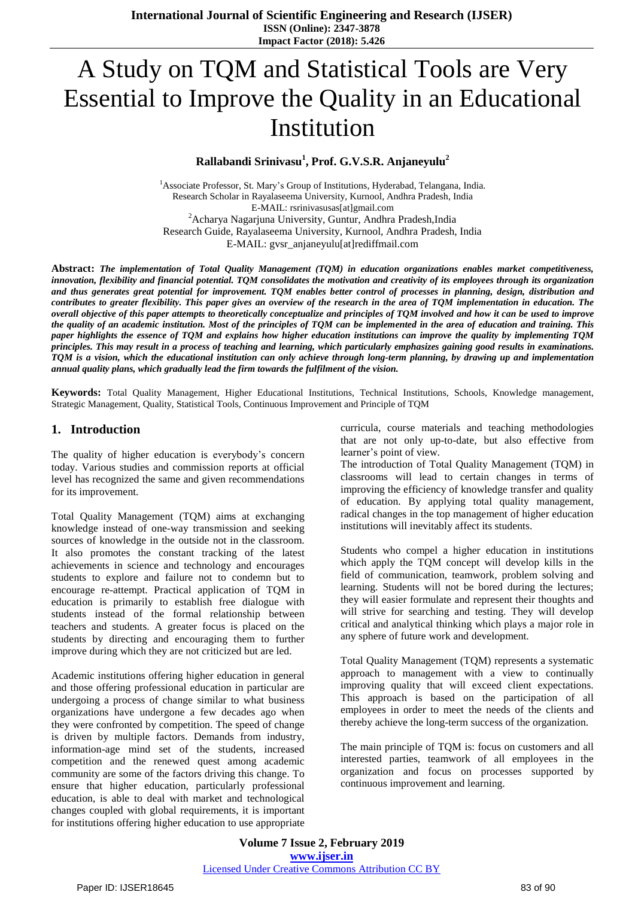# A Study on TQM and Statistical Tools are Very Essential to Improve the Quality in an Educational Institution

**Rallabandi Srinivasu[1], Prof. G.V.S.R. Anjaneyulu[2]**

[1]Associate Professor, St. Mary's Group of Institutions, Hyderabad, Telangana, India.
Research Scholar in Rayalaseema University, Kurnool, Andhra Pradesh, India
E-MAIL: rsrinivasusas[at]gmail.com

[2]Acharya Nagarjuna University, Guntur, Andhra Pradesh,India
Research Guide, Rayalaseema University, Kurnool, Andhra Pradesh, India
E-MAIL: gvsr_anjaneyulu[at]rediffmail.com

**Abstract:** ***The implementation of Total Quality Management (TQM) in education organizations enables market competitiveness, innovation, flexibility and financial potential. TQM consolidates the motivation and creativity of its employees through its organization and thus generates great potential for improvement. TQM enables better control of processes in planning, design, distribution and contributes to greater flexibility. This paper gives an overview of the research in the area of TQM implementation in education. The overall objective of this paper attempts to theoretically conceptualize and principles of TQM involved and how it can be used to improve the quality of an academic institution. Most of the principles of TQM can be implemented in the area of education and training. This paper highlights the essence of TQM and explains how higher education institutions can improve the quality by implementing TQM principles. This may result in a process of teaching and learning, which particularly emphasizes gaining good results in examinations. TQM is a vision, which the educational institution can only achieve through long-term planning, by drawing up and implementation annual quality plans, which gradually lead the firm towards the fulfilment of the vision.***

**Keywords:** Total Quality Management, Higher Educational Institutions, Technical Institutions, Schools, Knowledge management, Strategic Management, Quality, Statistical Tools, Continuous Improvement and Principle of TQM

## 1. Introduction

The quality of higher education is everybody's concern today. Various studies and commission reports at official level has recognized the same and given recommendations for its improvement.

Total Quality Management (TQM) aims at exchanging knowledge instead of one-way transmission and seeking sources of knowledge in the outside not in the classroom. It also promotes the constant tracking of the latest achievements in science and technology and encourages students to explore and failure not to condemn but to encourage re-attempt. Practical application of TQM in education is primarily to establish free dialogue with students instead of the formal relationship between teachers and students. A greater focus is placed on the students by directing and encouraging them to further improve during which they are not criticized but are led.

Academic institutions offering higher education in general and those offering professional education in particular are undergoing a process of change similar to what business organizations have undergone a few decades ago when they were confronted by competition. The speed of change is driven by multiple factors. Demands from industry, information-age mind set of the students, increased competition and the renewed quest among academic community are some of the factors driving this change. To ensure that higher education, particularly professional education, is able to deal with market and technological changes coupled with global requirements, it is important for institutions offering higher education to use appropriate curricula, course materials and teaching methodologies that are not only up-to-date, but also effective from learner's point of view.

The introduction of Total Quality Management (TQM) in classrooms will lead to certain changes in terms of improving the efficiency of knowledge transfer and quality of education. By applying total quality management, radical changes in the top management of higher education institutions will inevitably affect its students.

Students who compel a higher education in institutions which apply the TQM concept will develop kills in the field of communication, teamwork, problem solving and learning. Students will not be bored during the lectures; they will easier formulate and represent their thoughts and will strive for searching and testing. They will develop critical and analytical thinking which plays a major role in any sphere of future work and development.

Total Quality Management (TQM) represents a systematic approach to management with a view to continually improving quality that will exceed client expectations. This approach is based on the participation of all employees in order to meet the needs of the clients and thereby achieve the long-term success of the organization.

The main principle of TQM is: focus on customers and all interested parties, teamwork of all employees in the organization and focus on processes supported by continuous improvement and learning.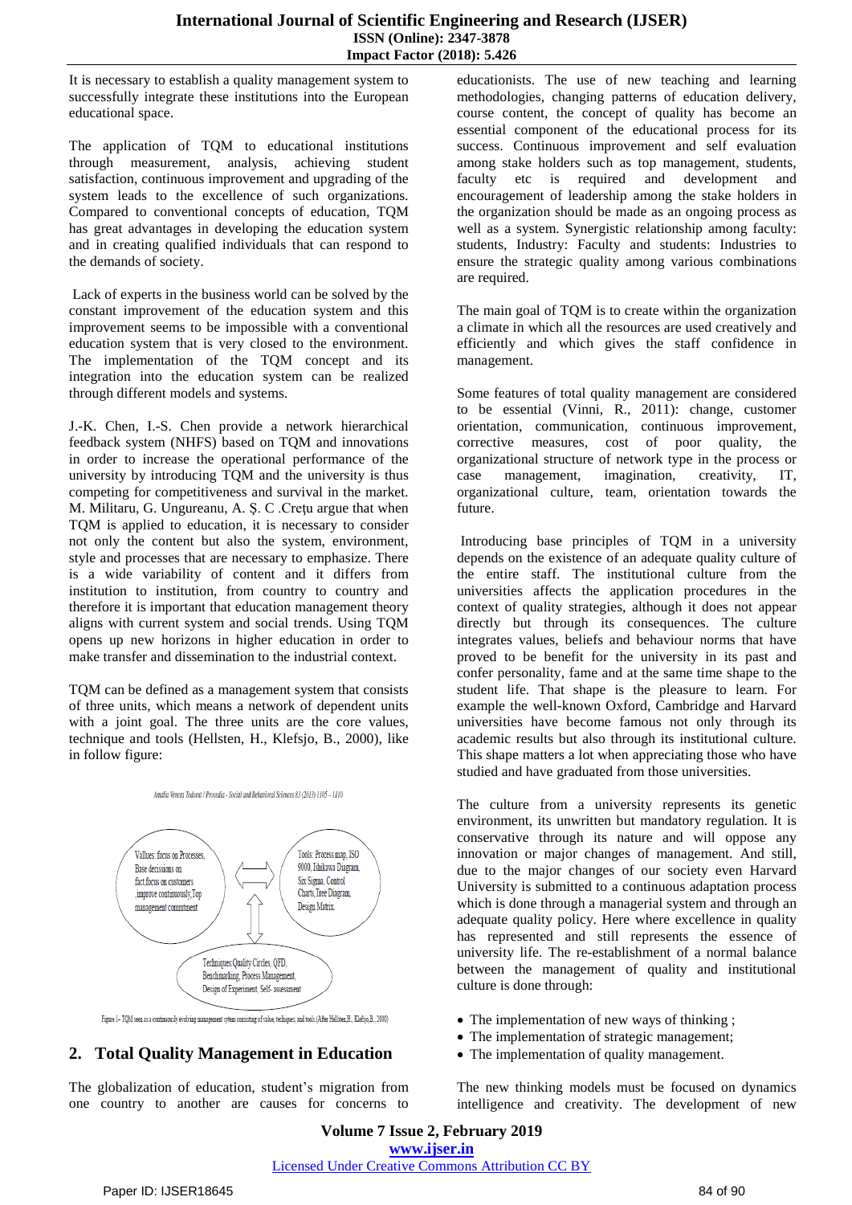It is necessary to establish a quality management system to successfully integrate these institutions into the European educational space.

The application of TQM to educational institutions through measurement, analysis, achieving student satisfaction, continuous improvement and upgrading of the system leads to the excellence of such organizations. Compared to conventional concepts of education, TQM has great advantages in developing the education system and in creating qualified individuals that can respond to the demands of society.

Lack of experts in the business world can be solved by the constant improvement of the education system and this improvement seems to be impossible with a conventional education system that is very closed to the environment. The implementation of the TQM concept and its integration into the education system can be realized through different models and systems.

J.-K. Chen, I.-S. Chen provide a network hierarchical feedback system (NHFS) based on TQM and innovations in order to increase the operational performance of the university by introducing TQM and the university is thus competing for competitiveness and survival in the market. M. Militaru, G. Ungureanu, A. Ş. C .Creţu argue that when TQM is applied to education, it is necessary to consider not only the content but also the system, environment, style and processes that are necessary to emphasize. There is a wide variability of content and it differs from institution to institution, from country to country and therefore it is important that education management theory aligns with current system and social trends. Using TQM opens up new horizons in higher education in order to make transfer and dissemination to the industrial context.

TQM can be defined as a management system that consists of three units, which means a network of dependent units with a joint goal. The three units are the core values, technique and tools (Hellsten, H., Klefsjo, B., 2000), like in follow figure:

Amalia Venera Todoruţ / Procedia - Social and Behavioral Sciences 83 (2013) 1105 – 1110

Values: focus on Processes, Base decissions on fact,focus on customers ,improve continuously,Top management commitment

Tools: Process map, ISO 9000, Ishikawa Diagram, Six Sigma, Control Charts,Tree Diagram, Design Matrix

Techniques:Quality Circles, QFD, Benchmarking, Process Management, Design of Experiment, Self- assessment

Figure 1 – TQM seen as a continuously evolving management system consisting of value, techiques, and tools (After Hellsten,H., Klefsjo,B., 2000)

## 2. Total Quality Management in Education

The globalization of education, student's migration from one country to another are causes for concerns to educationists. The use of new teaching and learning methodologies, changing patterns of education delivery, course content, the concept of quality has become an essential component of the educational process for its success. Continuous improvement and self evaluation among stake holders such as top management, students, faculty etc is required and development and encouragement of leadership among the stake holders in the organization should be made as an ongoing process as well as a system. Synergistic relationship among faculty: students, Industry: Faculty and students: Industries to ensure the strategic quality among various combinations are required.

The main goal of TQM is to create within the organization a climate in which all the resources are used creatively and efficiently and which gives the staff confidence in management.

Some features of total quality management are considered to be essential (Vinni, R., 2011): change, customer orientation, communication, continuous improvement, corrective measures, cost of poor quality, the organizational structure of network type in the process or case management, imagination, creativity, IT, organizational culture, team, orientation towards the future.

Introducing base principles of TQM in a university depends on the existence of an adequate quality culture of the entire staff. The institutional culture from the universities affects the application procedures in the context of quality strategies, although it does not appear directly but through its consequences. The culture integrates values, beliefs and behaviour norms that have proved to be benefit for the university in its past and confer personality, fame and at the same time shape to the student life. That shape is the pleasure to learn. For example the well-known Oxford, Cambridge and Harvard universities have become famous not only through its academic results but also through its institutional culture. This shape matters a lot when appreciating those who have studied and have graduated from those universities.

The culture from a university represents its genetic environment, its unwritten but mandatory regulation. It is conservative through its nature and will oppose any innovation or major changes of management. And still, due to the major changes of our society even Harvard University is submitted to a continuous adaptation process which is done through a managerial system and through an adequate quality policy. Here where excellence in quality has represented and still represents the essence of university life. The re-establishment of a normal balance between the management of quality and institutional culture is done through:

- The implementation of new ways of thinking ;
- The implementation of strategic management;
- The implementation of quality management.

The new thinking models must be focused on dynamics intelligence and creativity. The development of new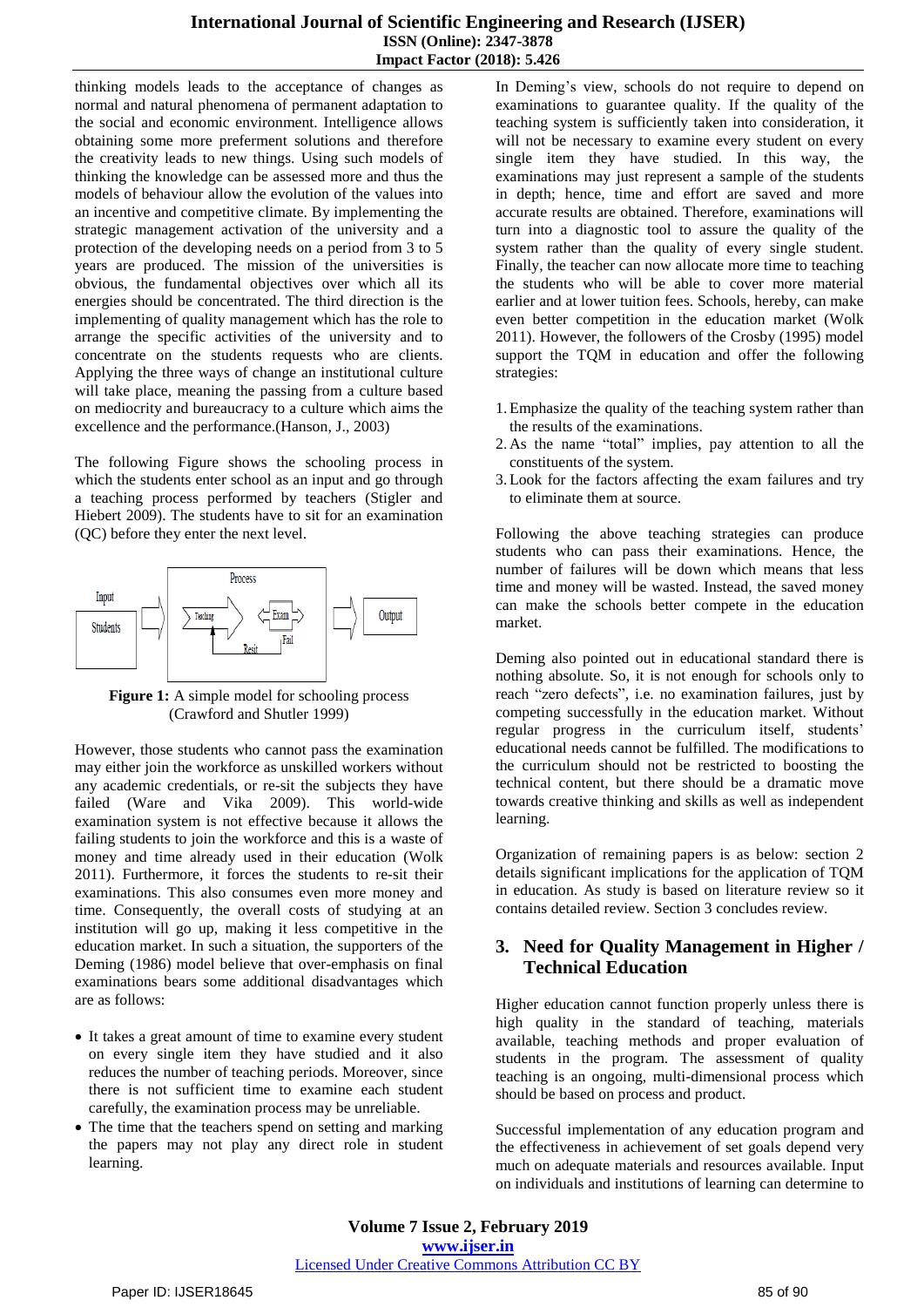thinking models leads to the acceptance of changes as normal and natural phenomena of permanent adaptation to the social and economic environment. Intelligence allows obtaining some more preferment solutions and therefore the creativity leads to new things. Using such models of thinking the knowledge can be assessed more and thus the models of behaviour allow the evolution of the values into an incentive and competitive climate. By implementing the strategic management activation of the university and a protection of the developing needs on a period from 3 to 5 years are produced. The mission of the universities is obvious, the fundamental objectives over which all its energies should be concentrated. The third direction is the implementing of quality management which has the role to arrange the specific activities of the university and to concentrate on the students requests who are clients. Applying the three ways of change an institutional culture will take place, meaning the passing from a culture based on mediocrity and bureaucracy to a culture which aims the excellence and the performance.(Hanson, J., 2003)

The following Figure shows the schooling process in which the students enter school as an input and go through a teaching process performed by teachers (Stigler and Hiebert 2009). The students have to sit for an examination (QC) before they enter the next level.

Input: Students → Process: Teaching → Exam (Fail → Resit) → Output

**Figure 1:** A simple model for schooling process (Crawford and Shutler 1999)

However, those students who cannot pass the examination may either join the workforce as unskilled workers without any academic credentials, or re-sit the subjects they have failed (Ware and Vika 2009). This world-wide examination system is not effective because it allows the failing students to join the workforce and this is a waste of money and time already used in their education (Wolk 2011). Furthermore, it forces the students to re-sit their examinations. This also consumes even more money and time. Consequently, the overall costs of studying at an institution will go up, making it less competitive in the education market. In such a situation, the supporters of the Deming (1986) model believe that over-emphasis on final examinations bears some additional disadvantages which are as follows:

- It takes a great amount of time to examine every student on every single item they have studied and it also reduces the number of teaching periods. Moreover, since there is not sufficient time to examine each student carefully, the examination process may be unreliable.
- The time that the teachers spend on setting and marking the papers may not play any direct role in student learning.

In Deming's view, schools do not require to depend on examinations to guarantee quality. If the quality of the teaching system is sufficiently taken into consideration, it will not be necessary to examine every student on every single item they have studied. In this way, the examinations may just represent a sample of the students in depth; hence, time and effort are saved and more accurate results are obtained. Therefore, examinations will turn into a diagnostic tool to assure the quality of the system rather than the quality of every single student. Finally, the teacher can now allocate more time to teaching the students who will be able to cover more material earlier and at lower tuition fees. Schools, hereby, can make even better competition in the education market (Wolk 2011). However, the followers of the Crosby (1995) model support the TQM in education and offer the following strategies:

1. Emphasize the quality of the teaching system rather than the results of the examinations.
2. As the name "total" implies, pay attention to all the constituents of the system.
3. Look for the factors affecting the exam failures and try to eliminate them at source.

Following the above teaching strategies can produce students who can pass their examinations. Hence, the number of failures will be down which means that less time and money will be wasted. Instead, the saved money can make the schools better compete in the education market.

Deming also pointed out in educational standard there is nothing absolute. So, it is not enough for schools only to reach "zero defects", i.e. no examination failures, just by competing successfully in the education market. Without regular progress in the curriculum itself, students' educational needs cannot be fulfilled. The modifications to the curriculum should not be restricted to boosting the technical content, but there should be a dramatic move towards creative thinking and skills as well as independent learning.

Organization of remaining papers is as below: section 2 details significant implications for the application of TQM in education. As study is based on literature review so it contains detailed review. Section 3 concludes review.

## 3. Need for Quality Management in Higher / Technical Education

Higher education cannot function properly unless there is high quality in the standard of teaching, materials available, teaching methods and proper evaluation of students in the program. The assessment of quality teaching is an ongoing, multi-dimensional process which should be based on process and product.

Successful implementation of any education program and the effectiveness in achievement of set goals depend very much on adequate materials and resources available. Input on individuals and institutions of learning can determine to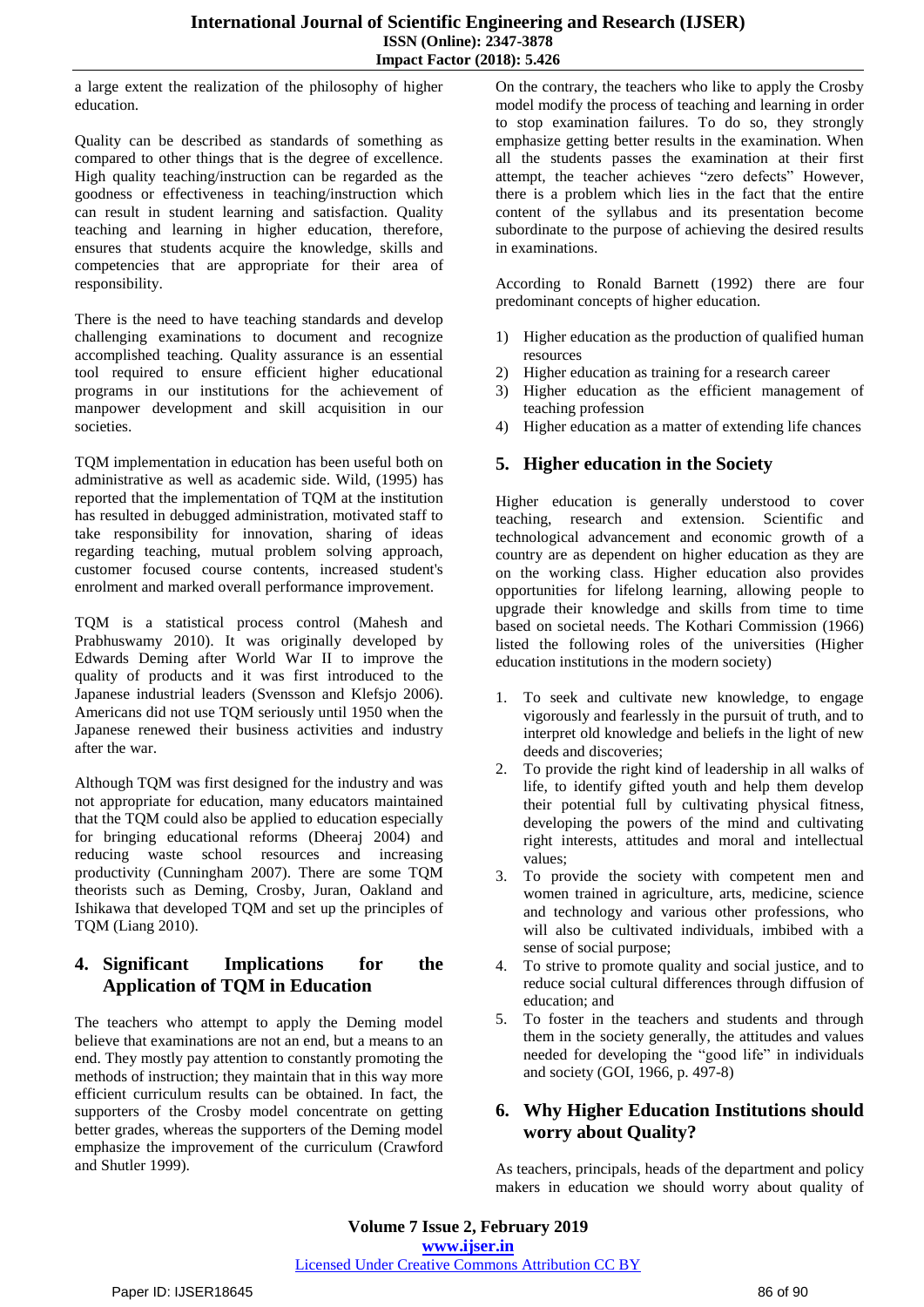a large extent the realization of the philosophy of higher education.

Quality can be described as standards of something as compared to other things that is the degree of excellence. High quality teaching/instruction can be regarded as the goodness or effectiveness in teaching/instruction which can result in student learning and satisfaction. Quality teaching and learning in higher education, therefore, ensures that students acquire the knowledge, skills and competencies that are appropriate for their area of responsibility.

There is the need to have teaching standards and develop challenging examinations to document and recognize accomplished teaching. Quality assurance is an essential tool required to ensure efficient higher educational programs in our institutions for the achievement of manpower development and skill acquisition in our societies.

TQM implementation in education has been useful both on administrative as well as academic side. Wild, (1995) has reported that the implementation of TQM at the institution has resulted in debugged administration, motivated staff to take responsibility for innovation, sharing of ideas regarding teaching, mutual problem solving approach, customer focused course contents, increased student's enrolment and marked overall performance improvement.

TQM is a statistical process control (Mahesh and Prabhuswamy 2010). It was originally developed by Edwards Deming after World War II to improve the quality of products and it was first introduced to the Japanese industrial leaders (Svensson and Klefsjo 2006). Americans did not use TQM seriously until 1950 when the Japanese renewed their business activities and industry after the war.

Although TQM was first designed for the industry and was not appropriate for education, many educators maintained that the TQM could also be applied to education especially for bringing educational reforms (Dheeraj 2004) and reducing waste school resources and increasing productivity (Cunningham 2007). There are some TQM theorists such as Deming, Crosby, Juran, Oakland and Ishikawa that developed TQM and set up the principles of TQM (Liang 2010).

## 4. Significant Implications for the Application of TQM in Education

The teachers who attempt to apply the Deming model believe that examinations are not an end, but a means to an end. They mostly pay attention to constantly promoting the methods of instruction; they maintain that in this way more efficient curriculum results can be obtained. In fact, the supporters of the Crosby model concentrate on getting better grades, whereas the supporters of the Deming model emphasize the improvement of the curriculum (Crawford and Shutler 1999).

On the contrary, the teachers who like to apply the Crosby model modify the process of teaching and learning in order to stop examination failures. To do so, they strongly emphasize getting better results in the examination. When all the students passes the examination at their first attempt, the teacher achieves "zero defects" However, there is a problem which lies in the fact that the entire content of the syllabus and its presentation become subordinate to the purpose of achieving the desired results in examinations.

According to Ronald Barnett (1992) there are four predominant concepts of higher education.

1) Higher education as the production of qualified human resources
2) Higher education as training for a research career
3) Higher education as the efficient management of teaching profession
4) Higher education as a matter of extending life chances

## 5. Higher education in the Society

Higher education is generally understood to cover teaching, research and extension. Scientific and technological advancement and economic growth of a country are as dependent on higher education as they are on the working class. Higher education also provides opportunities for lifelong learning, allowing people to upgrade their knowledge and skills from time to time based on societal needs. The Kothari Commission (1966) listed the following roles of the universities (Higher education institutions in the modern society)

1. To seek and cultivate new knowledge, to engage vigorously and fearlessly in the pursuit of truth, and to interpret old knowledge and beliefs in the light of new deeds and discoveries;
2. To provide the right kind of leadership in all walks of life, to identify gifted youth and help them develop their potential full by cultivating physical fitness, developing the powers of the mind and cultivating right interests, attitudes and moral and intellectual values;
3. To provide the society with competent men and women trained in agriculture, arts, medicine, science and technology and various other professions, who will also be cultivated individuals, imbibed with a sense of social purpose;
4. To strive to promote quality and social justice, and to reduce social cultural differences through diffusion of education; and
5. To foster in the teachers and students and through them in the society generally, the attitudes and values needed for developing the "good life" in individuals and society (GOI, 1966, p. 497-8)

## 6. Why Higher Education Institutions should worry about Quality?

As teachers, principals, heads of the department and policy makers in education we should worry about quality of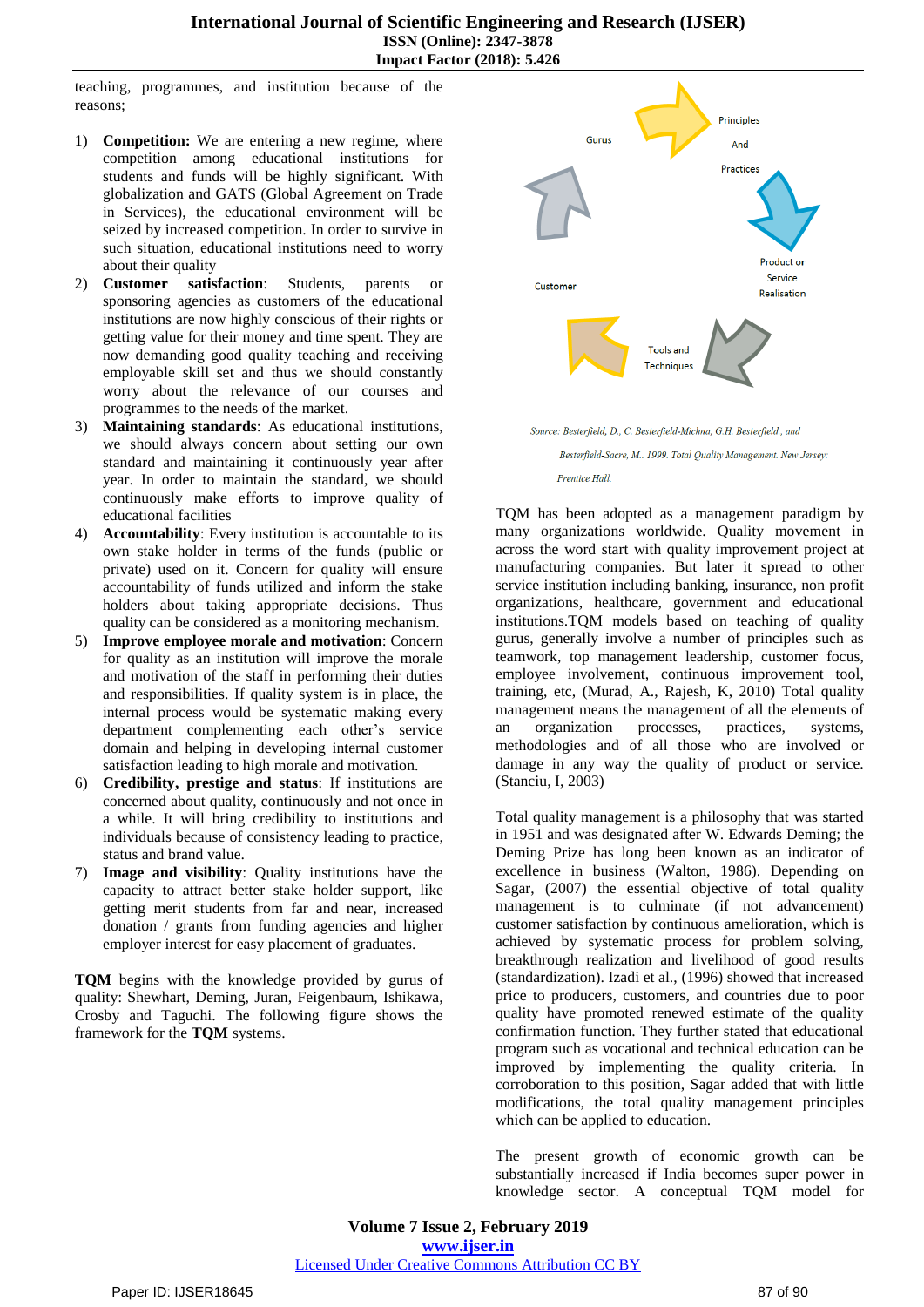teaching, programmes, and institution because of the reasons;

1) **Competition:** We are entering a new regime, where competition among educational institutions for students and funds will be highly significant. With globalization and GATS (Global Agreement on Trade in Services), the educational environment will be seized by increased competition. In order to survive in such situation, educational institutions need to worry about their quality
2) **Customer satisfaction**: Students, parents or sponsoring agencies as customers of the educational institutions are now highly conscious of their rights or getting value for their money and time spent. They are now demanding good quality teaching and receiving employable skill set and thus we should constantly worry about the relevance of our courses and programmes to the needs of the market.
3) **Maintaining standards**: As educational institutions, we should always concern about setting our own standard and maintaining it continuously year after year. In order to maintain the standard, we should continuously make efforts to improve quality of educational facilities
4) **Accountability**: Every institution is accountable to its own stake holder in terms of the funds (public or private) used on it. Concern for quality will ensure accountability of funds utilized and inform the stake holders about taking appropriate decisions. Thus quality can be considered as a monitoring mechanism.
5) **Improve employee morale and motivation**: Concern for quality as an institution will improve the morale and motivation of the staff in performing their duties and responsibilities. If quality system is in place, the internal process would be systematic making every department complementing each other's service domain and helping in developing internal customer satisfaction leading to high morale and motivation.
6) **Credibility, prestige and status**: If institutions are concerned about quality, continuously and not once in a while. It will bring credibility to institutions and individuals because of consistency leading to practice, status and brand value.
7) **Image and visibility**: Quality institutions have the capacity to attract better stake holder support, like getting merit students from far and near, increased donation / grants from funding agencies and higher employer interest for easy placement of graduates.

**TQM** begins with the knowledge provided by gurus of quality: Shewhart, Deming, Juran, Feigenbaum, Ishikawa, Crosby and Taguchi. The following figure shows the framework for the **TQM** systems.

Gurus → Principles And Practices → Product or Service Realisation → Tools and Techniques → Customer → Gurus

*Source: Besterfield, D., C. Besterfield-Michna, G.H. Besterfield., and Besterfield-Sacre, M.. 1999. Total Quality Management. New Jersey: Prentice Hall.*

TQM has been adopted as a management paradigm by many organizations worldwide. Quality movement in across the word start with quality improvement project at manufacturing companies. But later it spread to other service institution including banking, insurance, non profit organizations, healthcare, government and educational institutions.TQM models based on teaching of quality gurus, generally involve a number of principles such as teamwork, top management leadership, customer focus, employee involvement, continuous improvement tool, training, etc, (Murad, A., Rajesh, K, 2010) Total quality management means the management of all the elements of an organization processes, practices, systems, methodologies and of all those who are involved or damage in any way the quality of product or service. (Stanciu, I, 2003)

Total quality management is a philosophy that was started in 1951 and was designated after W. Edwards Deming; the Deming Prize has long been known as an indicator of excellence in business (Walton, 1986). Depending on Sagar, (2007) the essential objective of total quality management is to culminate (if not advancement) customer satisfaction by continuous amelioration, which is achieved by systematic process for problem solving, breakthrough realization and livelihood of good results (standardization). Izadi et al., (1996) showed that increased price to producers, customers, and countries due to poor quality have promoted renewed estimate of the quality confirmation function. They further stated that educational program such as vocational and technical education can be improved by implementing the quality criteria. In corroboration to this position, Sagar added that with little modifications, the total quality management principles which can be applied to education.

The present growth of economic growth can be substantially increased if India becomes super power in knowledge sector. A conceptual TQM model for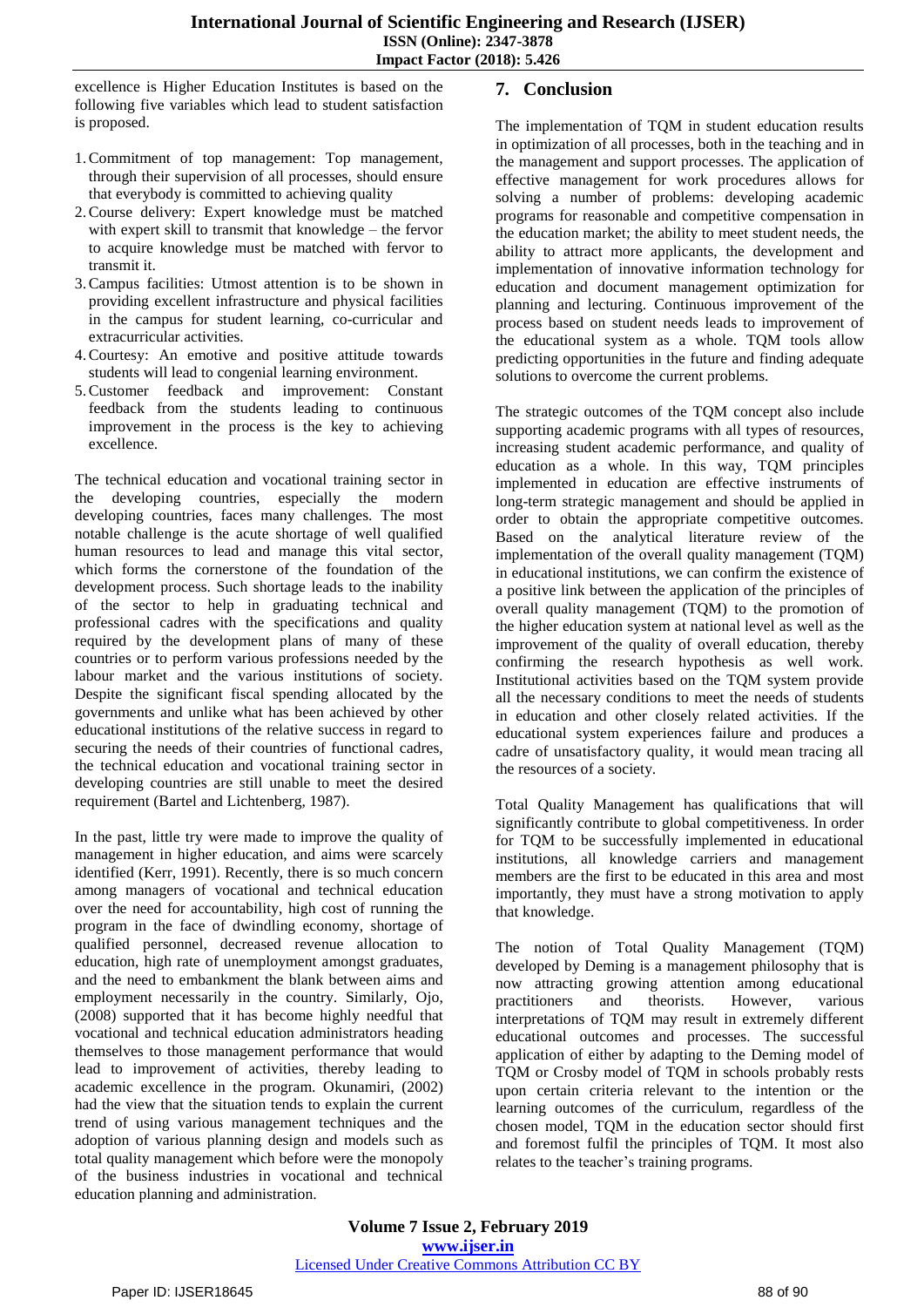excellence is Higher Education Institutes is based on the following five variables which lead to student satisfaction is proposed.

1. Commitment of top management: Top management, through their supervision of all processes, should ensure that everybody is committed to achieving quality
2. Course delivery: Expert knowledge must be matched with expert skill to transmit that knowledge – the fervor to acquire knowledge must be matched with fervor to transmit it.
3. Campus facilities: Utmost attention is to be shown in providing excellent infrastructure and physical facilities in the campus for student learning, co-curricular and extracurricular activities.
4. Courtesy: An emotive and positive attitude towards students will lead to congenial learning environment.
5. Customer feedback and improvement: Constant feedback from the students leading to continuous improvement in the process is the key to achieving excellence.

The technical education and vocational training sector in the developing countries, especially the modern developing countries, faces many challenges. The most notable challenge is the acute shortage of well qualified human resources to lead and manage this vital sector, which forms the cornerstone of the foundation of the development process. Such shortage leads to the inability of the sector to help in graduating technical and professional cadres with the specifications and quality required by the development plans of many of these countries or to perform various professions needed by the labour market and the various institutions of society. Despite the significant fiscal spending allocated by the governments and unlike what has been achieved by other educational institutions of the relative success in regard to securing the needs of their countries of functional cadres, the technical education and vocational training sector in developing countries are still unable to meet the desired requirement (Bartel and Lichtenberg, 1987).

In the past, little try were made to improve the quality of management in higher education, and aims were scarcely identified (Kerr, 1991). Recently, there is so much concern among managers of vocational and technical education over the need for accountability, high cost of running the program in the face of dwindling economy, shortage of qualified personnel, decreased revenue allocation to education, high rate of unemployment amongst graduates, and the need to embankment the blank between aims and employment necessarily in the country. Similarly, Ojo, (2008) supported that it has become highly needful that vocational and technical education administrators heading themselves to those management performance that would lead to improvement of activities, thereby leading to academic excellence in the program. Okunamiri, (2002) had the view that the situation tends to explain the current trend of using various management techniques and the adoption of various planning design and models such as total quality management which before were the monopoly of the business industries in vocational and technical education planning and administration.

## 7. Conclusion

The implementation of TQM in student education results in optimization of all processes, both in the teaching and in the management and support processes. The application of effective management for work procedures allows for solving a number of problems: developing academic programs for reasonable and competitive compensation in the education market; the ability to meet student needs, the ability to attract more applicants, the development and implementation of innovative information technology for education and document management optimization for planning and lecturing. Continuous improvement of the process based on student needs leads to improvement of the educational system as a whole. TQM tools allow predicting opportunities in the future and finding adequate solutions to overcome the current problems.

The strategic outcomes of the TQM concept also include supporting academic programs with all types of resources, increasing student academic performance, and quality of education as a whole. In this way, TQM principles implemented in education are effective instruments of long-term strategic management and should be applied in order to obtain the appropriate competitive outcomes. Based on the analytical literature review of the implementation of the overall quality management (TQM) in educational institutions, we can confirm the existence of a positive link between the application of the principles of overall quality management (TQM) to the promotion of the higher education system at national level as well as the improvement of the quality of overall education, thereby confirming the research hypothesis as well work. Institutional activities based on the TQM system provide all the necessary conditions to meet the needs of students in education and other closely related activities. If the educational system experiences failure and produces a cadre of unsatisfactory quality, it would mean tracing all the resources of a society.

Total Quality Management has qualifications that will significantly contribute to global competitiveness. In order for TQM to be successfully implemented in educational institutions, all knowledge carriers and management members are the first to be educated in this area and most importantly, they must have a strong motivation to apply that knowledge.

The notion of Total Quality Management (TQM) developed by Deming is a management philosophy that is now attracting growing attention among educational practitioners and theorists. However, various interpretations of TQM may result in extremely different educational outcomes and processes. The successful application of either by adapting to the Deming model of TQM or Crosby model of TQM in schools probably rests upon certain criteria relevant to the intention or the learning outcomes of the curriculum, regardless of the chosen model, TQM in the education sector should first and foremost fulfil the principles of TQM. It most also relates to the teacher's training programs.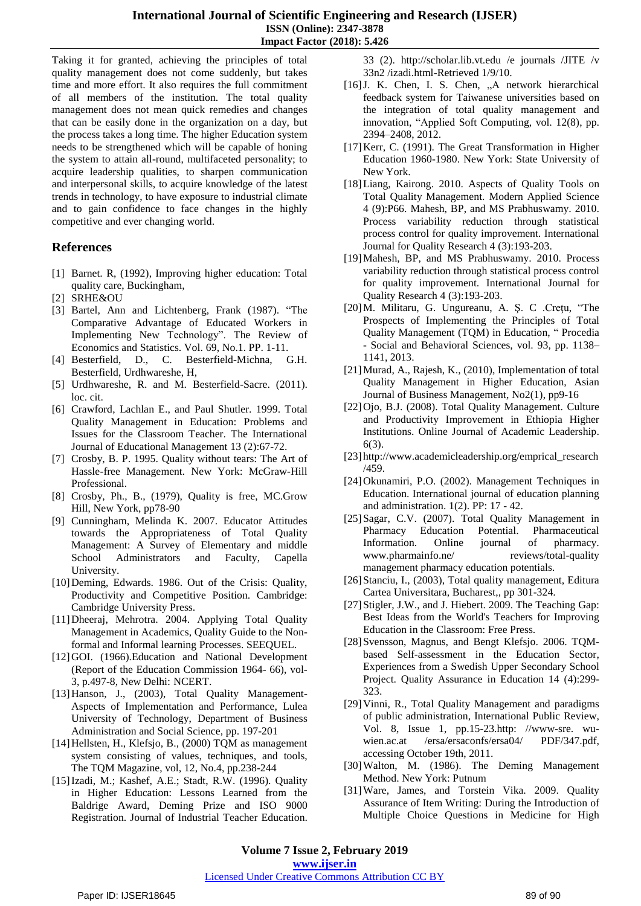Taking it for granted, achieving the principles of total quality management does not come suddenly, but takes time and more effort. It also requires the full commitment of all members of the institution. The total quality management does not mean quick remedies and changes that can be easily done in the organization on a day, but the process takes a long time. The higher Education system needs to be strengthened which will be capable of honing the system to attain all-round, multifaceted personality; to acquire leadership qualities, to sharpen communication and interpersonal skills, to acquire knowledge of the latest trends in technology, to have exposure to industrial climate and to gain confidence to face changes in the highly competitive and ever changing world.

## References

[1] Barnet. R, (1992), Improving higher education: Total quality care, Buckingham,

[2] SRHE&OU

[3] Bartel, Ann and Lichtenberg, Frank (1987). "The Comparative Advantage of Educated Workers in Implementing New Technology". The Review of Economics and Statistics. Vol. 69, No.1. PP. 1-11.

[4] Besterfield, D., C. Besterfield-Michna, G.H. Besterfield, Urdhwareshe, H,

[5] Urdhwareshe, R. and M. Besterfield-Sacre. (2011). loc. cit.

[6] Crawford, Lachlan E., and Paul Shutler. 1999. Total Quality Management in Education: Problems and Issues for the Classroom Teacher. The International Journal of Educational Management 13 (2):67-72.

[7] Crosby, B. P. 1995. Quality without tears: The Art of Hassle-free Management. New York: McGraw-Hill Professional.

[8] Crosby, Ph., B., (1979), Quality is free, MC.Grow Hill, New York, pp78-90

[9] Cunningham, Melinda K. 2007. Educator Attitudes towards the Appropriateness of Total Quality Management: A Survey of Elementary and middle School Administrators and Faculty, Capella University.

[10] Deming, Edwards. 1986. Out of the Crisis: Quality, Productivity and Competitive Position. Cambridge: Cambridge University Press.

[11] Dheeraj, Mehrotra. 2004. Applying Total Quality Management in Academics, Quality Guide to the Non-formal and Informal learning Processes. SEEQUEL.

[12] GOI. (1966).Education and National Development (Report of the Education Commission 1964- 66), vol-3, p.497-8, New Delhi: NCERT.

[13] Hanson, J., (2003), Total Quality Management-Aspects of Implementation and Performance, Lulea University of Technology, Department of Business Administration and Social Science, pp. 197-201

[14] Hellsten, H., Klefsjo, B., (2000) TQM as management system consisting of values, techniques, and tools, The TQM Magazine, vol, 12, No.4, pp.238-244

[15] Izadi, M.; Kashef, A.E.; Stadt, R.W. (1996). Quality in Higher Education: Lessons Learned from the Baldrige Award, Deming Prize and ISO 9000 Registration. Journal of Industrial Teacher Education. 33 (2). http://scholar.lib.vt.edu /e journals /JITE /v 33n2 /izadi.html-Retrieved 1/9/10.

[16] J. K. Chen, I. S. Chen, „A network hierarchical feedback system for Taiwanese universities based on the integration of total quality management and innovation, "Applied Soft Computing, vol. 12(8), pp. 2394–2408, 2012.

[17] Kerr, C. (1991). The Great Transformation in Higher Education 1960-1980. New York: State University of New York.

[18] Liang, Kairong. 2010. Aspects of Quality Tools on Total Quality Management. Modern Applied Science 4 (9):P66. Mahesh, BP, and MS Prabhuswamy. 2010. Process variability reduction through statistical process control for quality improvement. International Journal for Quality Research 4 (3):193-203.

[19] Mahesh, BP, and MS Prabhuswamy. 2010. Process variability reduction through statistical process control for quality improvement. International Journal for Quality Research 4 (3):193-203.

[20] M. Militaru, G. Ungureanu, A. Ș. C .Crețu, "The Prospects of Implementing the Principles of Total Quality Management (TQM) in Education, " Procedia - Social and Behavioral Sciences, vol. 93, pp. 1138–1141, 2013.

[21] Murad, A., Rajesh, K., (2010), Implementation of total Quality Management in Higher Education, Asian Journal of Business Management, No2(1), pp9-16

[22] Ojo, B.J. (2008). Total Quality Management. Culture and Productivity Improvement in Ethiopia Higher Institutions. Online Journal of Academic Leadership. 6(3).

[23] http://www.academicleadership.org/emprical_research/459.

[24] Okunamiri, P.O. (2002). Management Techniques in Education. International journal of education planning and administration. 1(2). PP: 17 - 42.

[25] Sagar, C.V. (2007). Total Quality Management in Pharmacy Education Potential. Pharmaceutical Information. Online journal of pharmacy. www.pharmainfo.ne/ reviews/total-quality management pharmacy education potentials.

[26] Stanciu, I., (2003), Total quality management, Editura Cartea Universitara, Bucharest,, pp 301-324.

[27] Stigler, J.W., and J. Hiebert. 2009. The Teaching Gap: Best Ideas from the World's Teachers for Improving Education in the Classroom: Free Press.

[28] Svensson, Magnus, and Bengt Klefsjo. 2006. TQM-based Self-assessment in the Education Sector, Experiences from a Swedish Upper Secondary School Project. Quality Assurance in Education 14 (4):299-323.

[29] Vinni, R., Total Quality Management and paradigms of public administration, International Public Review, Vol. 8, Issue 1, pp.15-23.http: //www-sre. wu-wien.ac.at /ersa/ersaconfs/ersa04/ PDF/347.pdf, accessing October 19th, 2011.

[30] Walton, M. (1986). The Deming Management Method. New York: Putnum

[31] Ware, James, and Torstein Vika. 2009. Quality Assurance of Item Writing: During the Introduction of Multiple Choice Questions in Medicine for High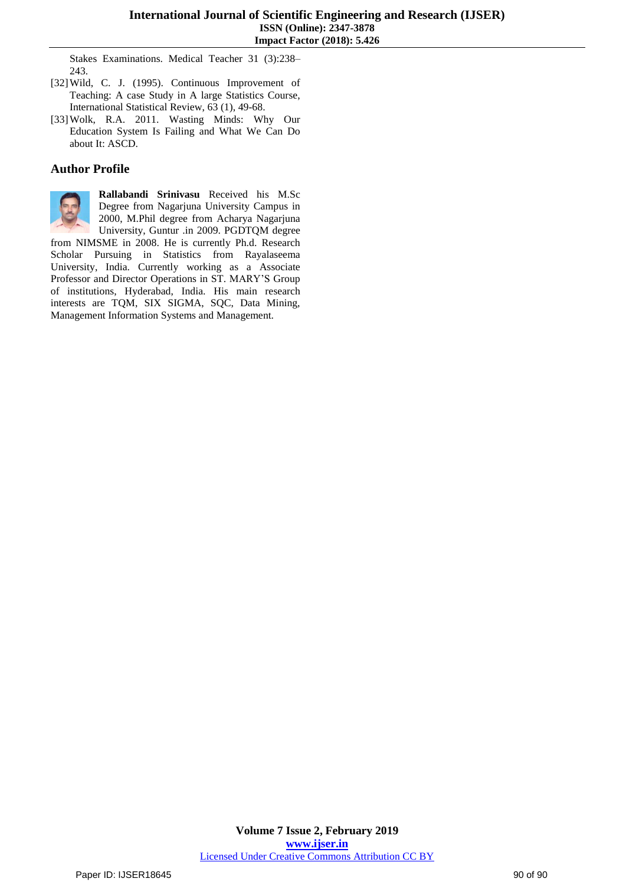Stakes Examinations. Medical Teacher 31 (3):238–243.

[32] Wild, C. J. (1995). Continuous Improvement of Teaching: A case Study in A large Statistics Course, International Statistical Review, 63 (1), 49-68.

[33] Wolk, R.A. 2011. Wasting Minds: Why Our Education System Is Failing and What We Can Do about It: ASCD.

## Author Profile

**Rallabandi Srinivasu** Received his M.Sc Degree from Nagarjuna University Campus in 2000, M.Phil degree from Acharya Nagarjuna University, Guntur .in 2009. PGDTQM degree from NIMSME in 2008. He is currently Ph.d. Research Scholar Pursuing in Statistics from Rayalaseema University, India. Currently working as a Associate Professor and Director Operations in ST. MARY'S Group of institutions, Hyderabad, India. His main research interests are TQM, SIX SIGMA, SQC, Data Mining, Management Information Systems and Management.